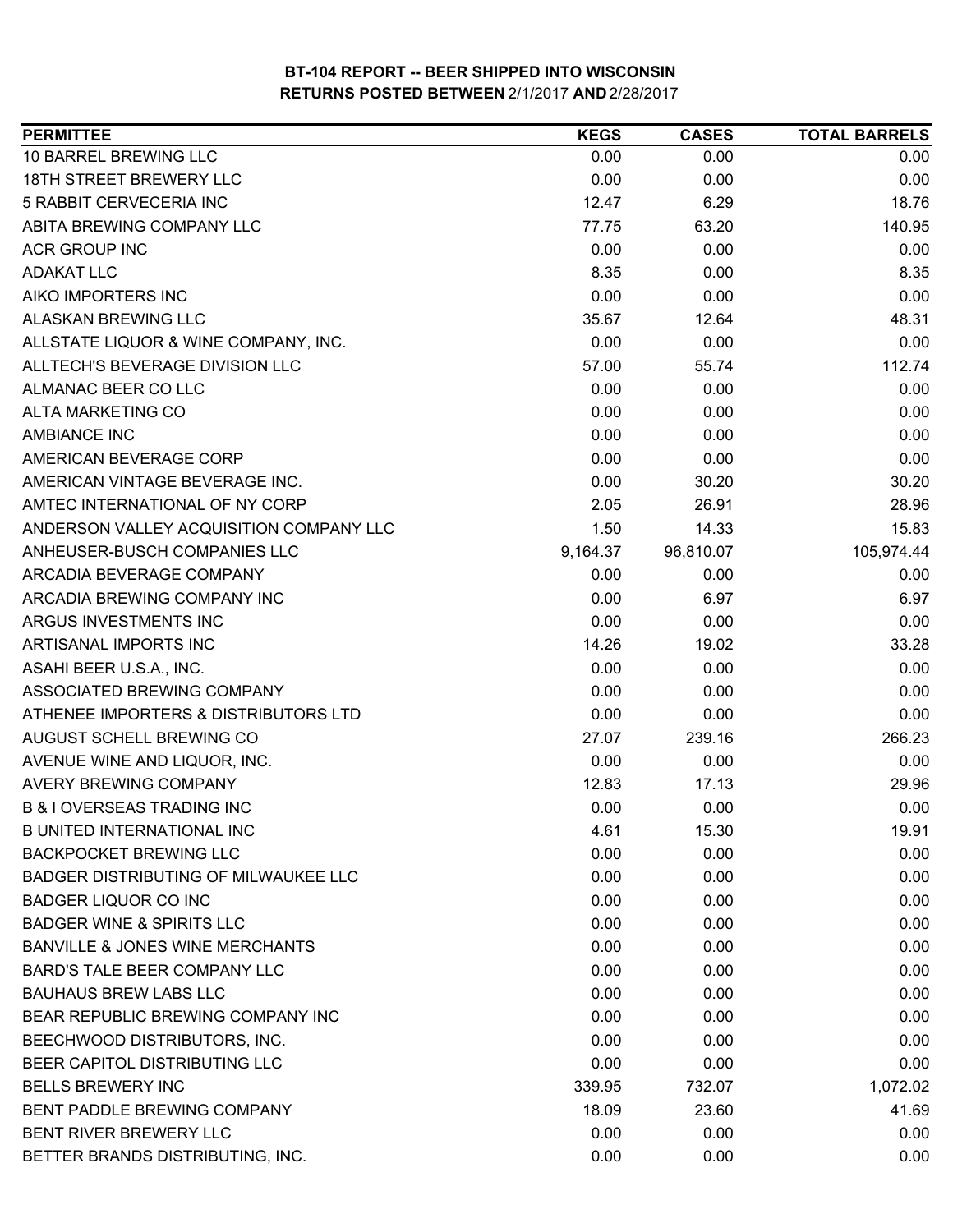# BT-104 REPORT -- BEER SHIPPED INTO WISCONSIN
## RETURNS POSTED BETWEEN 2/1/2017 AND 2/28/2017

| PERMITTEE | KEGS | CASES | TOTAL BARRELS |
|---|---|---|---|
| 10 BARREL BREWING LLC | 0.00 | 0.00 | 0.00 |
| 18TH STREET BREWERY LLC | 0.00 | 0.00 | 0.00 |
| 5 RABBIT CERVECERIA INC | 12.47 | 6.29 | 18.76 |
| ABITA BREWING COMPANY LLC | 77.75 | 63.20 | 140.95 |
| ACR GROUP INC | 0.00 | 0.00 | 0.00 |
| ADAKAT LLC | 8.35 | 0.00 | 8.35 |
| AIKO IMPORTERS INC | 0.00 | 0.00 | 0.00 |
| ALASKAN BREWING LLC | 35.67 | 12.64 | 48.31 |
| ALLSTATE LIQUOR & WINE COMPANY, INC. | 0.00 | 0.00 | 0.00 |
| ALLTECH'S BEVERAGE DIVISION LLC | 57.00 | 55.74 | 112.74 |
| ALMANAC BEER CO LLC | 0.00 | 0.00 | 0.00 |
| ALTA MARKETING CO | 0.00 | 0.00 | 0.00 |
| AMBIANCE INC | 0.00 | 0.00 | 0.00 |
| AMERICAN BEVERAGE CORP | 0.00 | 0.00 | 0.00 |
| AMERICAN VINTAGE BEVERAGE INC. | 0.00 | 30.20 | 30.20 |
| AMTEC INTERNATIONAL OF NY CORP | 2.05 | 26.91 | 28.96 |
| ANDERSON VALLEY ACQUISITION COMPANY LLC | 1.50 | 14.33 | 15.83 |
| ANHEUSER-BUSCH COMPANIES LLC | 9,164.37 | 96,810.07 | 105,974.44 |
| ARCADIA BEVERAGE COMPANY | 0.00 | 0.00 | 0.00 |
| ARCADIA BREWING COMPANY INC | 0.00 | 6.97 | 6.97 |
| ARGUS INVESTMENTS INC | 0.00 | 0.00 | 0.00 |
| ARTISANAL IMPORTS INC | 14.26 | 19.02 | 33.28 |
| ASAHI BEER U.S.A., INC. | 0.00 | 0.00 | 0.00 |
| ASSOCIATED BREWING COMPANY | 0.00 | 0.00 | 0.00 |
| ATHENEE IMPORTERS & DISTRIBUTORS LTD | 0.00 | 0.00 | 0.00 |
| AUGUST SCHELL BREWING CO | 27.07 | 239.16 | 266.23 |
| AVENUE WINE AND LIQUOR, INC. | 0.00 | 0.00 | 0.00 |
| AVERY BREWING COMPANY | 12.83 | 17.13 | 29.96 |
| B & I OVERSEAS TRADING INC | 0.00 | 0.00 | 0.00 |
| B UNITED INTERNATIONAL INC | 4.61 | 15.30 | 19.91 |
| BACKPOCKET BREWING LLC | 0.00 | 0.00 | 0.00 |
| BADGER DISTRIBUTING OF MILWAUKEE LLC | 0.00 | 0.00 | 0.00 |
| BADGER LIQUOR CO INC | 0.00 | 0.00 | 0.00 |
| BADGER WINE & SPIRITS LLC | 0.00 | 0.00 | 0.00 |
| BANVILLE & JONES WINE MERCHANTS | 0.00 | 0.00 | 0.00 |
| BARD'S TALE BEER COMPANY LLC | 0.00 | 0.00 | 0.00 |
| BAUHAUS BREW LABS LLC | 0.00 | 0.00 | 0.00 |
| BEAR REPUBLIC BREWING COMPANY INC | 0.00 | 0.00 | 0.00 |
| BEECHWOOD DISTRIBUTORS, INC. | 0.00 | 0.00 | 0.00 |
| BEER CAPITOL DISTRIBUTING LLC | 0.00 | 0.00 | 0.00 |
| BELLS BREWERY INC | 339.95 | 732.07 | 1,072.02 |
| BENT PADDLE BREWING COMPANY | 18.09 | 23.60 | 41.69 |
| BENT RIVER BREWERY LLC | 0.00 | 0.00 | 0.00 |
| BETTER BRANDS DISTRIBUTING, INC. | 0.00 | 0.00 | 0.00 |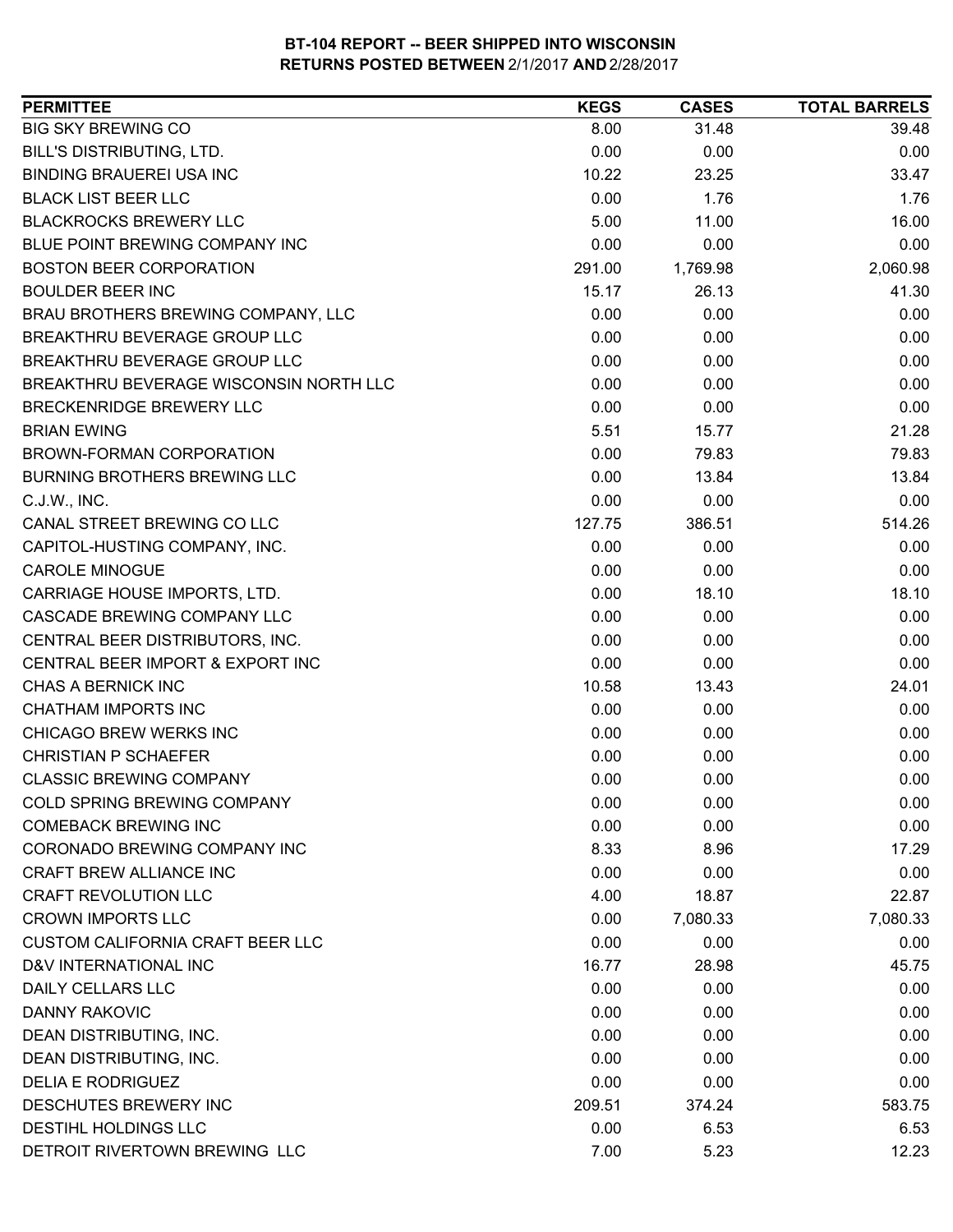**BT-104 REPORT -- BEER SHIPPED INTO WISCONSIN**
**RETURNS POSTED BETWEEN 2/1/2017 AND 2/28/2017**

| PERMITTEE | KEGS | CASES | TOTAL BARRELS |
|---|---|---|---|
| BIG SKY BREWING CO | 8.00 | 31.48 | 39.48 |
| BILL'S DISTRIBUTING, LTD. | 0.00 | 0.00 | 0.00 |
| BINDING BRAUEREI USA INC | 10.22 | 23.25 | 33.47 |
| BLACK LIST BEER LLC | 0.00 | 1.76 | 1.76 |
| BLACKROCKS BREWERY LLC | 5.00 | 11.00 | 16.00 |
| BLUE POINT BREWING COMPANY INC | 0.00 | 0.00 | 0.00 |
| BOSTON BEER CORPORATION | 291.00 | 1,769.98 | 2,060.98 |
| BOULDER BEER INC | 15.17 | 26.13 | 41.30 |
| BRAU BROTHERS BREWING COMPANY, LLC | 0.00 | 0.00 | 0.00 |
| BREAKTHRU BEVERAGE GROUP LLC | 0.00 | 0.00 | 0.00 |
| BREAKTHRU BEVERAGE GROUP LLC | 0.00 | 0.00 | 0.00 |
| BREAKTHRU BEVERAGE WISCONSIN NORTH LLC | 0.00 | 0.00 | 0.00 |
| BRECKENRIDGE BREWERY LLC | 0.00 | 0.00 | 0.00 |
| BRIAN EWING | 5.51 | 15.77 | 21.28 |
| BROWN-FORMAN CORPORATION | 0.00 | 79.83 | 79.83 |
| BURNING BROTHERS BREWING LLC | 0.00 | 13.84 | 13.84 |
| C.J.W., INC. | 0.00 | 0.00 | 0.00 |
| CANAL STREET BREWING CO LLC | 127.75 | 386.51 | 514.26 |
| CAPITOL-HUSTING COMPANY, INC. | 0.00 | 0.00 | 0.00 |
| CAROLE MINOGUE | 0.00 | 0.00 | 0.00 |
| CARRIAGE HOUSE IMPORTS, LTD. | 0.00 | 18.10 | 18.10 |
| CASCADE BREWING COMPANY LLC | 0.00 | 0.00 | 0.00 |
| CENTRAL BEER DISTRIBUTORS, INC. | 0.00 | 0.00 | 0.00 |
| CENTRAL BEER IMPORT & EXPORT INC | 0.00 | 0.00 | 0.00 |
| CHAS A BERNICK INC | 10.58 | 13.43 | 24.01 |
| CHATHAM IMPORTS INC | 0.00 | 0.00 | 0.00 |
| CHICAGO BREW WERKS INC | 0.00 | 0.00 | 0.00 |
| CHRISTIAN P SCHAEFER | 0.00 | 0.00 | 0.00 |
| CLASSIC BREWING COMPANY | 0.00 | 0.00 | 0.00 |
| COLD SPRING BREWING COMPANY | 0.00 | 0.00 | 0.00 |
| COMEBACK BREWING INC | 0.00 | 0.00 | 0.00 |
| CORONADO BREWING COMPANY INC | 8.33 | 8.96 | 17.29 |
| CRAFT BREW ALLIANCE INC | 0.00 | 0.00 | 0.00 |
| CRAFT REVOLUTION LLC | 4.00 | 18.87 | 22.87 |
| CROWN IMPORTS LLC | 0.00 | 7,080.33 | 7,080.33 |
| CUSTOM CALIFORNIA CRAFT BEER LLC | 0.00 | 0.00 | 0.00 |
| D&V INTERNATIONAL INC | 16.77 | 28.98 | 45.75 |
| DAILY CELLARS LLC | 0.00 | 0.00 | 0.00 |
| DANNY RAKOVIC | 0.00 | 0.00 | 0.00 |
| DEAN DISTRIBUTING, INC. | 0.00 | 0.00 | 0.00 |
| DEAN DISTRIBUTING, INC. | 0.00 | 0.00 | 0.00 |
| DELIA E RODRIGUEZ | 0.00 | 0.00 | 0.00 |
| DESCHUTES BREWERY INC | 209.51 | 374.24 | 583.75 |
| DESTIHL HOLDINGS LLC | 0.00 | 6.53 | 6.53 |
| DETROIT RIVERTOWN BREWING LLC | 7.00 | 5.23 | 12.23 |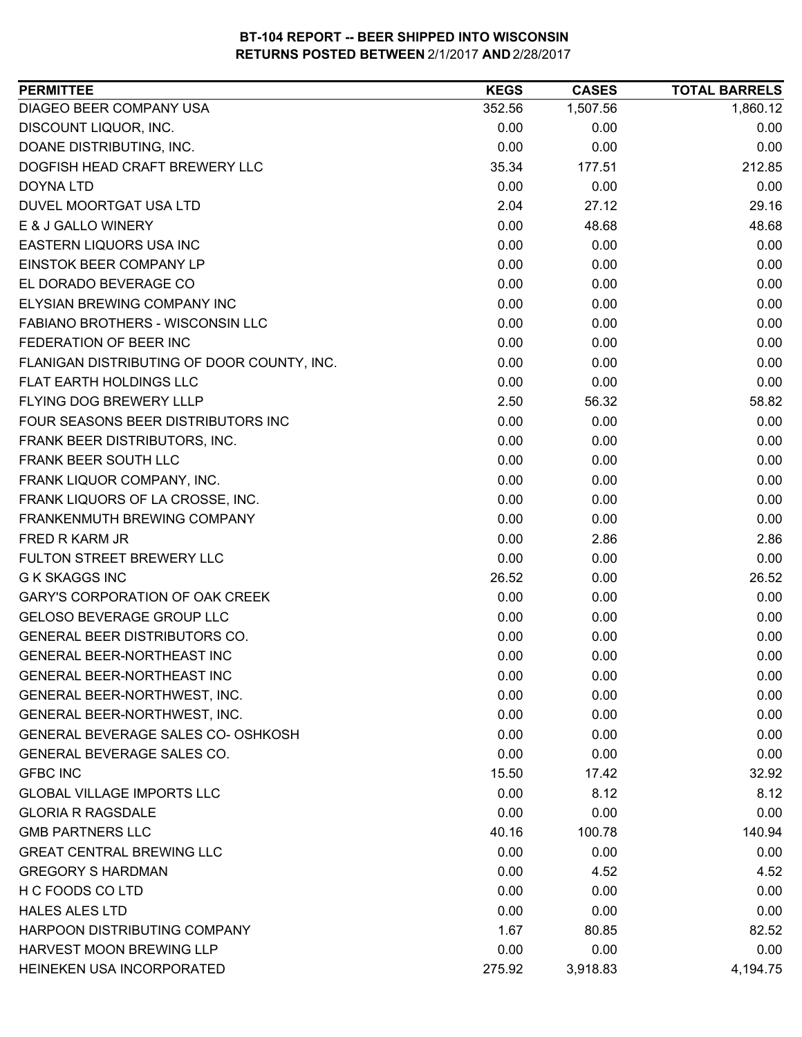**BT-104 REPORT -- BEER SHIPPED INTO WISCONSIN**
**RETURNS POSTED BETWEEN 2/1/2017 AND 2/28/2017**

| PERMITTEE | KEGS | CASES | TOTAL BARRELS |
|---|---|---|---|
| DIAGEO BEER COMPANY USA | 352.56 | 1,507.56 | 1,860.12 |
| DISCOUNT LIQUOR, INC. | 0.00 | 0.00 | 0.00 |
| DOANE DISTRIBUTING, INC. | 0.00 | 0.00 | 0.00 |
| DOGFISH HEAD CRAFT BREWERY LLC | 35.34 | 177.51 | 212.85 |
| DOYNA LTD | 0.00 | 0.00 | 0.00 |
| DUVEL MOORTGAT USA LTD | 2.04 | 27.12 | 29.16 |
| E & J GALLO WINERY | 0.00 | 48.68 | 48.68 |
| EASTERN LIQUORS USA INC | 0.00 | 0.00 | 0.00 |
| EINSTOK BEER COMPANY LP | 0.00 | 0.00 | 0.00 |
| EL DORADO BEVERAGE CO | 0.00 | 0.00 | 0.00 |
| ELYSIAN BREWING COMPANY INC | 0.00 | 0.00 | 0.00 |
| FABIANO BROTHERS - WISCONSIN LLC | 0.00 | 0.00 | 0.00 |
| FEDERATION OF BEER INC | 0.00 | 0.00 | 0.00 |
| FLANIGAN DISTRIBUTING OF DOOR COUNTY, INC. | 0.00 | 0.00 | 0.00 |
| FLAT EARTH HOLDINGS LLC | 0.00 | 0.00 | 0.00 |
| FLYING DOG BREWERY LLLP | 2.50 | 56.32 | 58.82 |
| FOUR SEASONS BEER DISTRIBUTORS INC | 0.00 | 0.00 | 0.00 |
| FRANK BEER DISTRIBUTORS, INC. | 0.00 | 0.00 | 0.00 |
| FRANK BEER SOUTH LLC | 0.00 | 0.00 | 0.00 |
| FRANK LIQUOR COMPANY, INC. | 0.00 | 0.00 | 0.00 |
| FRANK LIQUORS OF LA CROSSE, INC. | 0.00 | 0.00 | 0.00 |
| FRANKENMUTH BREWING COMPANY | 0.00 | 0.00 | 0.00 |
| FRED R KARM JR | 0.00 | 2.86 | 2.86 |
| FULTON STREET BREWERY LLC | 0.00 | 0.00 | 0.00 |
| G K SKAGGS INC | 26.52 | 0.00 | 26.52 |
| GARY'S CORPORATION OF OAK CREEK | 0.00 | 0.00 | 0.00 |
| GELOSO BEVERAGE GROUP LLC | 0.00 | 0.00 | 0.00 |
| GENERAL BEER DISTRIBUTORS CO. | 0.00 | 0.00 | 0.00 |
| GENERAL BEER-NORTHEAST INC | 0.00 | 0.00 | 0.00 |
| GENERAL BEER-NORTHEAST INC | 0.00 | 0.00 | 0.00 |
| GENERAL BEER-NORTHWEST, INC. | 0.00 | 0.00 | 0.00 |
| GENERAL BEER-NORTHWEST, INC. | 0.00 | 0.00 | 0.00 |
| GENERAL BEVERAGE SALES CO- OSHKOSH | 0.00 | 0.00 | 0.00 |
| GENERAL BEVERAGE SALES CO. | 0.00 | 0.00 | 0.00 |
| GFBC INC | 15.50 | 17.42 | 32.92 |
| GLOBAL VILLAGE IMPORTS LLC | 0.00 | 8.12 | 8.12 |
| GLORIA R RAGSDALE | 0.00 | 0.00 | 0.00 |
| GMB PARTNERS LLC | 40.16 | 100.78 | 140.94 |
| GREAT CENTRAL BREWING LLC | 0.00 | 0.00 | 0.00 |
| GREGORY S HARDMAN | 0.00 | 4.52 | 4.52 |
| H C FOODS CO LTD | 0.00 | 0.00 | 0.00 |
| HALES ALES LTD | 0.00 | 0.00 | 0.00 |
| HARPOON DISTRIBUTING COMPANY | 1.67 | 80.85 | 82.52 |
| HARVEST MOON BREWING LLP | 0.00 | 0.00 | 0.00 |
| HEINEKEN USA INCORPORATED | 275.92 | 3,918.83 | 4,194.75 |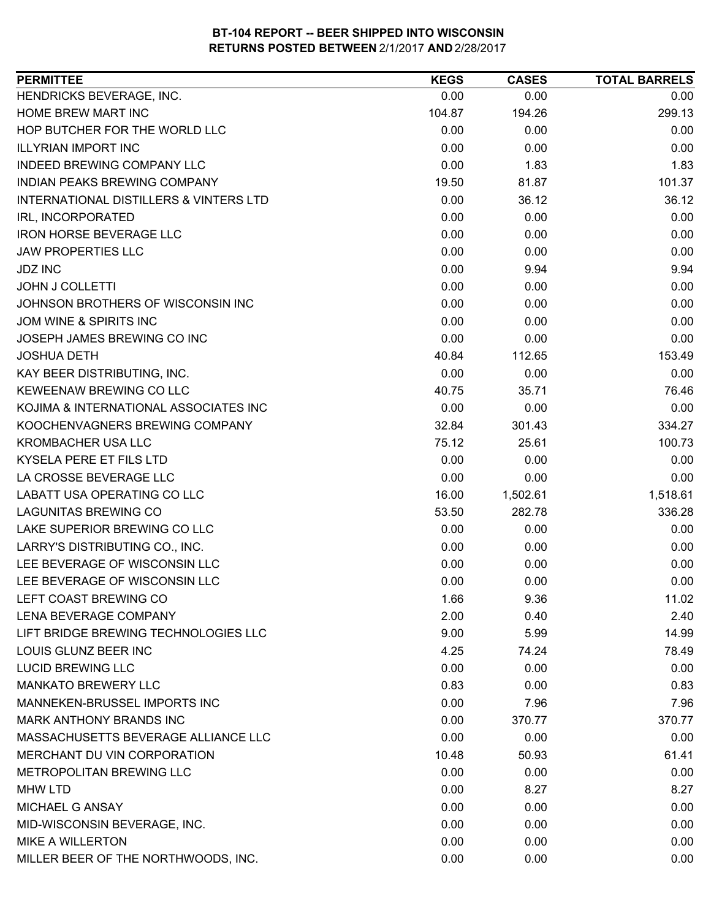**BT-104 REPORT -- BEER SHIPPED INTO WISCONSIN**
**RETURNS POSTED BETWEEN 2/1/2017 AND 2/28/2017**

| PERMITTEE | KEGS | CASES | TOTAL BARRELS |
|---|---|---|---|
| HENDRICKS BEVERAGE, INC. | 0.00 | 0.00 | 0.00 |
| HOME BREW MART INC | 104.87 | 194.26 | 299.13 |
| HOP BUTCHER FOR THE WORLD LLC | 0.00 | 0.00 | 0.00 |
| ILLYRIAN IMPORT INC | 0.00 | 0.00 | 0.00 |
| INDEED BREWING COMPANY LLC | 0.00 | 1.83 | 1.83 |
| INDIAN PEAKS BREWING COMPANY | 19.50 | 81.87 | 101.37 |
| INTERNATIONAL DISTILLERS & VINTERS LTD | 0.00 | 36.12 | 36.12 |
| IRL, INCORPORATED | 0.00 | 0.00 | 0.00 |
| IRON HORSE BEVERAGE LLC | 0.00 | 0.00 | 0.00 |
| JAW PROPERTIES LLC | 0.00 | 0.00 | 0.00 |
| JDZ INC | 0.00 | 9.94 | 9.94 |
| JOHN J COLLETTI | 0.00 | 0.00 | 0.00 |
| JOHNSON BROTHERS OF WISCONSIN INC | 0.00 | 0.00 | 0.00 |
| JOM WINE & SPIRITS INC | 0.00 | 0.00 | 0.00 |
| JOSEPH JAMES BREWING CO INC | 0.00 | 0.00 | 0.00 |
| JOSHUA DETH | 40.84 | 112.65 | 153.49 |
| KAY BEER DISTRIBUTING, INC. | 0.00 | 0.00 | 0.00 |
| KEWEENAW BREWING CO LLC | 40.75 | 35.71 | 76.46 |
| KOJIMA & INTERNATIONAL ASSOCIATES INC | 0.00 | 0.00 | 0.00 |
| KOOCHENVAGNERS BREWING COMPANY | 32.84 | 301.43 | 334.27 |
| KROMBACHER USA LLC | 75.12 | 25.61 | 100.73 |
| KYSELA PERE ET FILS LTD | 0.00 | 0.00 | 0.00 |
| LA CROSSE BEVERAGE LLC | 0.00 | 0.00 | 0.00 |
| LABATT USA OPERATING CO LLC | 16.00 | 1,502.61 | 1,518.61 |
| LAGUNITAS BREWING CO | 53.50 | 282.78 | 336.28 |
| LAKE SUPERIOR BREWING CO LLC | 0.00 | 0.00 | 0.00 |
| LARRY'S DISTRIBUTING CO., INC. | 0.00 | 0.00 | 0.00 |
| LEE BEVERAGE OF WISCONSIN LLC | 0.00 | 0.00 | 0.00 |
| LEE BEVERAGE OF WISCONSIN LLC | 0.00 | 0.00 | 0.00 |
| LEFT COAST BREWING CO | 1.66 | 9.36 | 11.02 |
| LENA BEVERAGE COMPANY | 2.00 | 0.40 | 2.40 |
| LIFT BRIDGE BREWING TECHNOLOGIES LLC | 9.00 | 5.99 | 14.99 |
| LOUIS GLUNZ BEER INC | 4.25 | 74.24 | 78.49 |
| LUCID BREWING LLC | 0.00 | 0.00 | 0.00 |
| MANKATO BREWERY LLC | 0.83 | 0.00 | 0.83 |
| MANNEKEN-BRUSSEL IMPORTS INC | 0.00 | 7.96 | 7.96 |
| MARK ANTHONY BRANDS INC | 0.00 | 370.77 | 370.77 |
| MASSACHUSETTS BEVERAGE ALLIANCE LLC | 0.00 | 0.00 | 0.00 |
| MERCHANT DU VIN CORPORATION | 10.48 | 50.93 | 61.41 |
| METROPOLITAN BREWING LLC | 0.00 | 0.00 | 0.00 |
| MHW LTD | 0.00 | 8.27 | 8.27 |
| MICHAEL G ANSAY | 0.00 | 0.00 | 0.00 |
| MID-WISCONSIN BEVERAGE, INC. | 0.00 | 0.00 | 0.00 |
| MIKE A WILLERTON | 0.00 | 0.00 | 0.00 |
| MILLER BEER OF THE NORTHWOODS, INC. | 0.00 | 0.00 | 0.00 |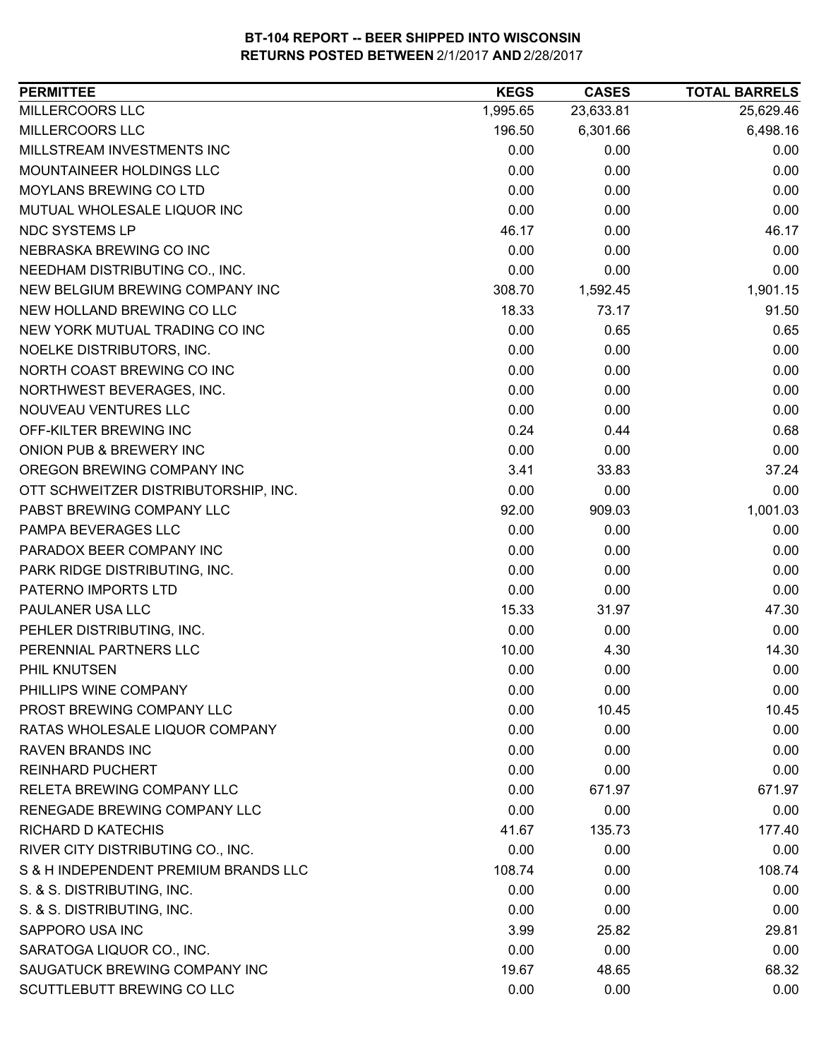**BT-104 REPORT -- BEER SHIPPED INTO WISCONSIN**
**RETURNS POSTED BETWEEN 2/1/2017 AND 2/28/2017**

| PERMITTEE | KEGS | CASES | TOTAL BARRELS |
|---|---|---|---|
| MILLERCOORS LLC | 1,995.65 | 23,633.81 | 25,629.46 |
| MILLERCOORS LLC | 196.50 | 6,301.66 | 6,498.16 |
| MILLSTREAM INVESTMENTS INC | 0.00 | 0.00 | 0.00 |
| MOUNTAINEER HOLDINGS LLC | 0.00 | 0.00 | 0.00 |
| MOYLANS BREWING CO LTD | 0.00 | 0.00 | 0.00 |
| MUTUAL WHOLESALE LIQUOR INC | 0.00 | 0.00 | 0.00 |
| NDC SYSTEMS LP | 46.17 | 0.00 | 46.17 |
| NEBRASKA BREWING CO INC | 0.00 | 0.00 | 0.00 |
| NEEDHAM DISTRIBUTING CO., INC. | 0.00 | 0.00 | 0.00 |
| NEW BELGIUM BREWING COMPANY INC | 308.70 | 1,592.45 | 1,901.15 |
| NEW HOLLAND BREWING CO LLC | 18.33 | 73.17 | 91.50 |
| NEW YORK MUTUAL TRADING CO INC | 0.00 | 0.65 | 0.65 |
| NOELKE DISTRIBUTORS, INC. | 0.00 | 0.00 | 0.00 |
| NORTH COAST BREWING CO INC | 0.00 | 0.00 | 0.00 |
| NORTHWEST BEVERAGES, INC. | 0.00 | 0.00 | 0.00 |
| NOUVEAU VENTURES LLC | 0.00 | 0.00 | 0.00 |
| OFF-KILTER BREWING INC | 0.24 | 0.44 | 0.68 |
| ONION PUB & BREWERY INC | 0.00 | 0.00 | 0.00 |
| OREGON BREWING COMPANY INC | 3.41 | 33.83 | 37.24 |
| OTT SCHWEITZER DISTRIBUTORSHIP, INC. | 0.00 | 0.00 | 0.00 |
| PABST BREWING COMPANY LLC | 92.00 | 909.03 | 1,001.03 |
| PAMPA BEVERAGES LLC | 0.00 | 0.00 | 0.00 |
| PARADOX BEER COMPANY INC | 0.00 | 0.00 | 0.00 |
| PARK RIDGE DISTRIBUTING, INC. | 0.00 | 0.00 | 0.00 |
| PATERNO IMPORTS LTD | 0.00 | 0.00 | 0.00 |
| PAULANER USA LLC | 15.33 | 31.97 | 47.30 |
| PEHLER DISTRIBUTING, INC. | 0.00 | 0.00 | 0.00 |
| PERENNIAL PARTNERS LLC | 10.00 | 4.30 | 14.30 |
| PHIL KNUTSEN | 0.00 | 0.00 | 0.00 |
| PHILLIPS WINE COMPANY | 0.00 | 0.00 | 0.00 |
| PROST BREWING COMPANY LLC | 0.00 | 10.45 | 10.45 |
| RATAS WHOLESALE LIQUOR COMPANY | 0.00 | 0.00 | 0.00 |
| RAVEN BRANDS INC | 0.00 | 0.00 | 0.00 |
| REINHARD PUCHERT | 0.00 | 0.00 | 0.00 |
| RELETA BREWING COMPANY LLC | 0.00 | 671.97 | 671.97 |
| RENEGADE BREWING COMPANY LLC | 0.00 | 0.00 | 0.00 |
| RICHARD D KATECHIS | 41.67 | 135.73 | 177.40 |
| RIVER CITY DISTRIBUTING CO., INC. | 0.00 | 0.00 | 0.00 |
| S & H INDEPENDENT PREMIUM BRANDS LLC | 108.74 | 0.00 | 108.74 |
| S. & S. DISTRIBUTING, INC. | 0.00 | 0.00 | 0.00 |
| S. & S. DISTRIBUTING, INC. | 0.00 | 0.00 | 0.00 |
| SAPPORO USA INC | 3.99 | 25.82 | 29.81 |
| SARATOGA LIQUOR CO., INC. | 0.00 | 0.00 | 0.00 |
| SAUGATUCK BREWING COMPANY INC | 19.67 | 48.65 | 68.32 |
| SCUTTLEBUTT BREWING CO LLC | 0.00 | 0.00 | 0.00 |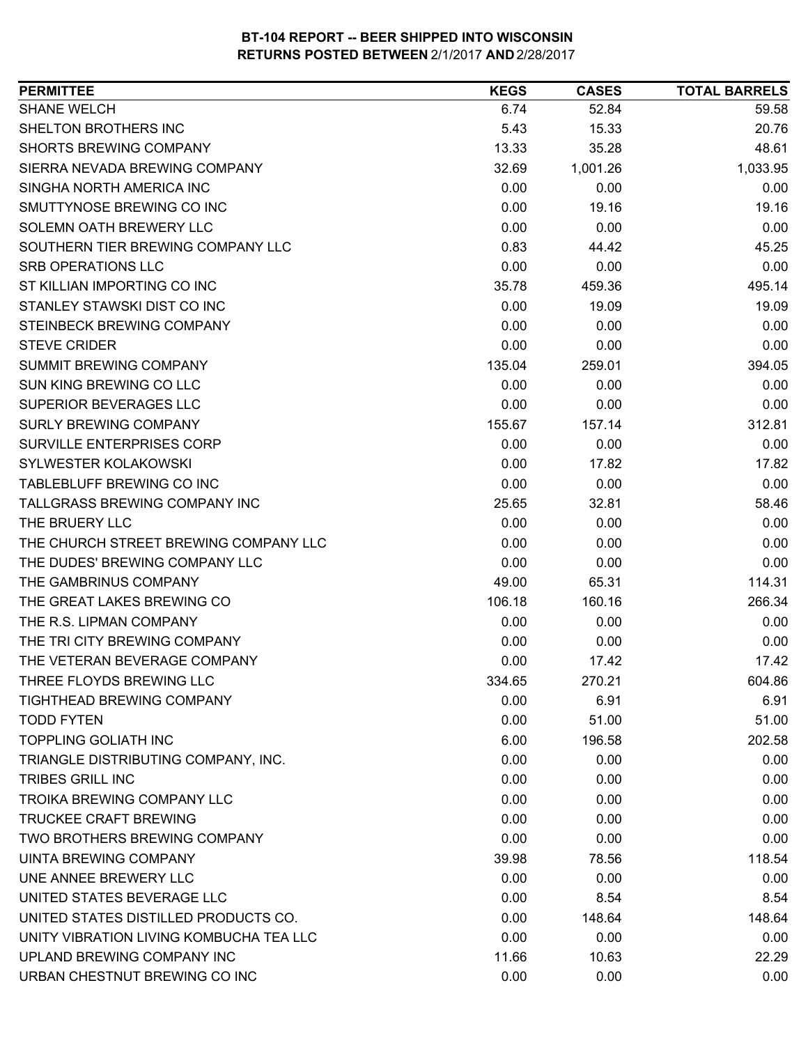**BT-104 REPORT -- BEER SHIPPED INTO WISCONSIN**
**RETURNS POSTED BETWEEN 2/1/2017 AND 2/28/2017**

| PERMITTEE | KEGS | CASES | TOTAL BARRELS |
|---|---|---|---|
| SHANE WELCH | 6.74 | 52.84 | 59.58 |
| SHELTON BROTHERS INC | 5.43 | 15.33 | 20.76 |
| SHORTS BREWING COMPANY | 13.33 | 35.28 | 48.61 |
| SIERRA NEVADA BREWING COMPANY | 32.69 | 1,001.26 | 1,033.95 |
| SINGHA NORTH AMERICA INC | 0.00 | 0.00 | 0.00 |
| SMUTTYNOSE BREWING CO INC | 0.00 | 19.16 | 19.16 |
| SOLEMN OATH BREWERY LLC | 0.00 | 0.00 | 0.00 |
| SOUTHERN TIER BREWING COMPANY LLC | 0.83 | 44.42 | 45.25 |
| SRB OPERATIONS LLC | 0.00 | 0.00 | 0.00 |
| ST KILLIAN IMPORTING CO INC | 35.78 | 459.36 | 495.14 |
| STANLEY STAWSKI DIST CO INC | 0.00 | 19.09 | 19.09 |
| STEINBECK BREWING COMPANY | 0.00 | 0.00 | 0.00 |
| STEVE CRIDER | 0.00 | 0.00 | 0.00 |
| SUMMIT BREWING COMPANY | 135.04 | 259.01 | 394.05 |
| SUN KING BREWING CO LLC | 0.00 | 0.00 | 0.00 |
| SUPERIOR BEVERAGES LLC | 0.00 | 0.00 | 0.00 |
| SURLY BREWING COMPANY | 155.67 | 157.14 | 312.81 |
| SURVILLE ENTERPRISES CORP | 0.00 | 0.00 | 0.00 |
| SYLWESTER KOLAKOWSKI | 0.00 | 17.82 | 17.82 |
| TABLEBLUFF BREWING CO INC | 0.00 | 0.00 | 0.00 |
| TALLGRASS BREWING COMPANY INC | 25.65 | 32.81 | 58.46 |
| THE BRUERY LLC | 0.00 | 0.00 | 0.00 |
| THE CHURCH STREET BREWING COMPANY LLC | 0.00 | 0.00 | 0.00 |
| THE DUDES' BREWING COMPANY LLC | 0.00 | 0.00 | 0.00 |
| THE GAMBRINUS COMPANY | 49.00 | 65.31 | 114.31 |
| THE GREAT LAKES BREWING CO | 106.18 | 160.16 | 266.34 |
| THE R.S. LIPMAN COMPANY | 0.00 | 0.00 | 0.00 |
| THE TRI CITY BREWING COMPANY | 0.00 | 0.00 | 0.00 |
| THE VETERAN BEVERAGE COMPANY | 0.00 | 17.42 | 17.42 |
| THREE FLOYDS BREWING LLC | 334.65 | 270.21 | 604.86 |
| TIGHTHEAD BREWING COMPANY | 0.00 | 6.91 | 6.91 |
| TODD FYTEN | 0.00 | 51.00 | 51.00 |
| TOPPLING GOLIATH INC | 6.00 | 196.58 | 202.58 |
| TRIANGLE DISTRIBUTING COMPANY, INC. | 0.00 | 0.00 | 0.00 |
| TRIBES GRILL INC | 0.00 | 0.00 | 0.00 |
| TROIKA BREWING COMPANY LLC | 0.00 | 0.00 | 0.00 |
| TRUCKEE CRAFT BREWING | 0.00 | 0.00 | 0.00 |
| TWO BROTHERS BREWING COMPANY | 0.00 | 0.00 | 0.00 |
| UINTA BREWING COMPANY | 39.98 | 78.56 | 118.54 |
| UNE ANNEE BREWERY LLC | 0.00 | 0.00 | 0.00 |
| UNITED STATES BEVERAGE LLC | 0.00 | 8.54 | 8.54 |
| UNITED STATES DISTILLED PRODUCTS CO. | 0.00 | 148.64 | 148.64 |
| UNITY VIBRATION LIVING KOMBUCHA TEA LLC | 0.00 | 0.00 | 0.00 |
| UPLAND BREWING COMPANY INC | 11.66 | 10.63 | 22.29 |
| URBAN CHESTNUT BREWING CO INC | 0.00 | 0.00 | 0.00 |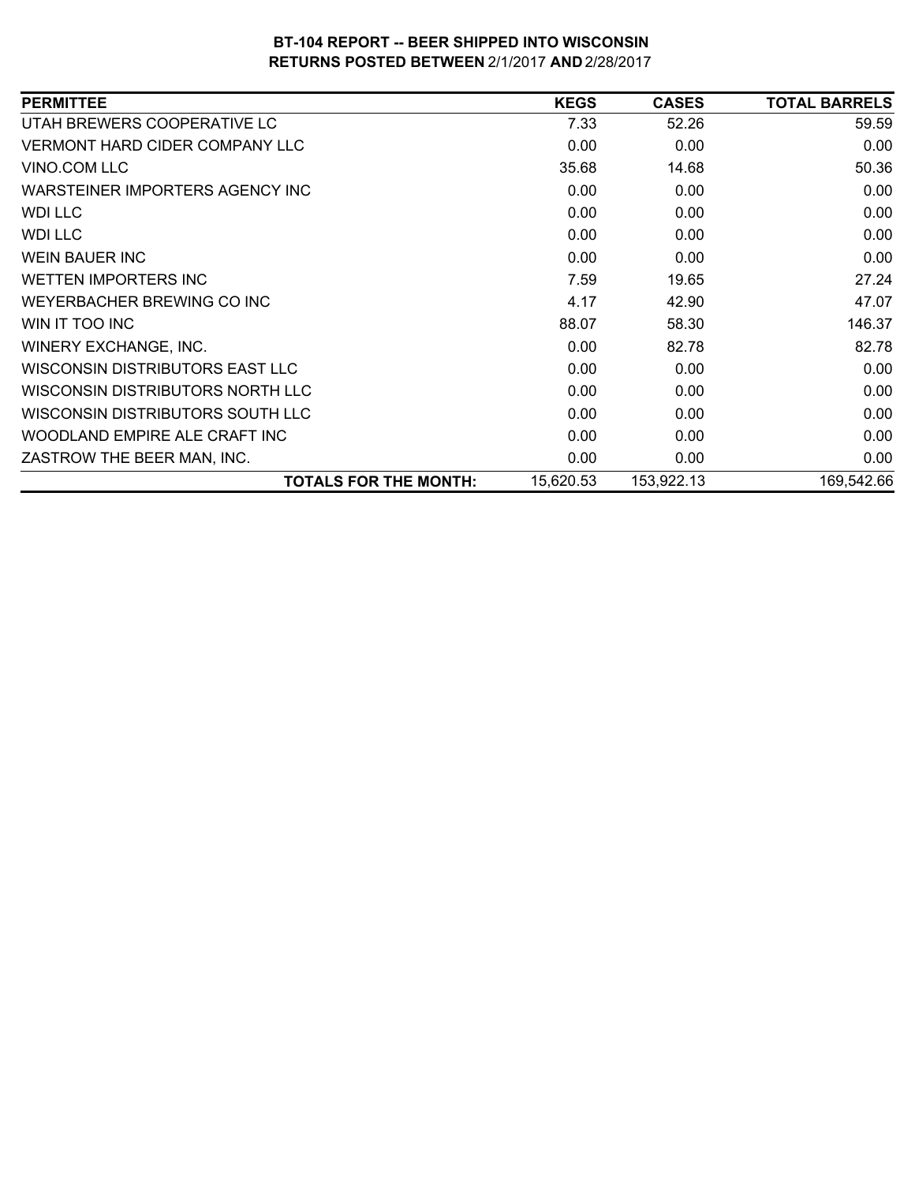# BT-104 REPORT -- BEER SHIPPED INTO WISCONSIN

**RETURNS POSTED BETWEEN** 2/1/2017 **AND** 2/28/2017

| PERMITTEE | KEGS | CASES | TOTAL BARRELS |
|---|---|---|---|
| UTAH BREWERS COOPERATIVE LC | 7.33 | 52.26 | 59.59 |
| VERMONT HARD CIDER COMPANY LLC | 0.00 | 0.00 | 0.00 |
| VINO.COM LLC | 35.68 | 14.68 | 50.36 |
| WARSTEINER IMPORTERS AGENCY INC | 0.00 | 0.00 | 0.00 |
| WDI LLC | 0.00 | 0.00 | 0.00 |
| WDI LLC | 0.00 | 0.00 | 0.00 |
| WEIN BAUER INC | 0.00 | 0.00 | 0.00 |
| WETTEN IMPORTERS INC | 7.59 | 19.65 | 27.24 |
| WEYERBACHER BREWING CO INC | 4.17 | 42.90 | 47.07 |
| WIN IT TOO INC | 88.07 | 58.30 | 146.37 |
| WINERY EXCHANGE, INC. | 0.00 | 82.78 | 82.78 |
| WISCONSIN DISTRIBUTORS EAST LLC | 0.00 | 0.00 | 0.00 |
| WISCONSIN DISTRIBUTORS NORTH LLC | 0.00 | 0.00 | 0.00 |
| WISCONSIN DISTRIBUTORS SOUTH LLC | 0.00 | 0.00 | 0.00 |
| WOODLAND EMPIRE ALE CRAFT INC | 0.00 | 0.00 | 0.00 |
| ZASTROW THE BEER MAN, INC. | 0.00 | 0.00 | 0.00 |
| **TOTALS FOR THE MONTH:** | 15,620.53 | 153,922.13 | 169,542.66 |